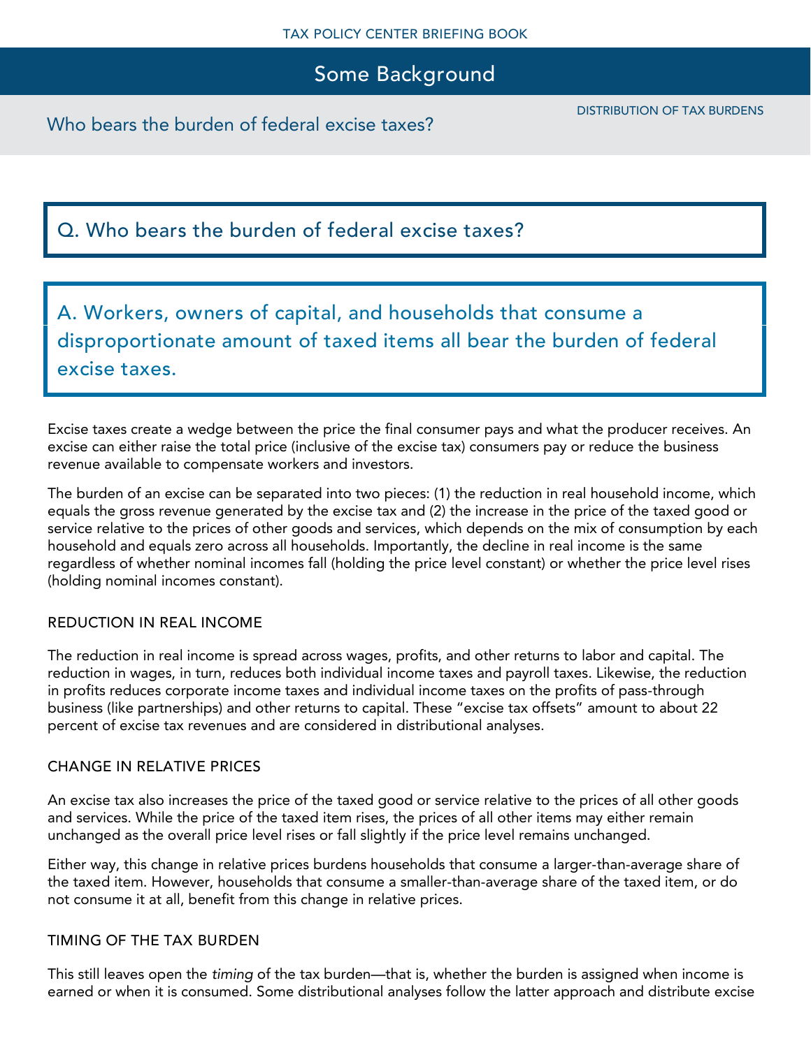# Some Background

DISTRIBUTION OF TAX BURDENS

## Who bears the burden of federal excise taxes?

## Q. Who bears the burden of federal excise taxes?

## A. Workers, owners of capital, and households that consume a disproportionate amount of taxed items all bear the burden of federal excise taxes.

Excise taxes create a wedge between the price the final consumer pays and what the producer receives. An excise can either raise the total price (inclusive of the excise tax) consumers pay or reduce the business revenue available to compensate workers and investors.

The burden of an excise can be separated into two pieces: (1) the reduction in real household income, which equals the gross revenue generated by the excise tax and (2) the increase in the price of the taxed good or service relative to the prices of other goods and services, which depends on the mix of consumption by each household and equals zero across all households. Importantly, the decline in real income is the same regardless of whether nominal incomes fall (holding the price level constant) or whether the price level rises (holding nominal incomes constant).

### REDUCTION IN REAL INCOME

The reduction in real income is spread across wages, profits, and other returns to labor and capital. The reduction in wages, in turn, reduces both individual income taxes and payroll taxes. Likewise, the reduction in profits reduces corporate income taxes and individual income taxes on the profits of pass-through business (like partnerships) and other returns to capital. These "excise tax offsets" amount to about 22 percent of excise tax revenues and are considered in distributional analyses.

### CHANGE IN RELATIVE PRICES

An excise tax also increases the price of the taxed good or service relative to the prices of all other goods and services. While the price of the taxed item rises, the prices of all other items may either remain unchanged as the overall price level rises or fall slightly if the price level remains unchanged.

Either way, this change in relative prices burdens households that consume a larger-than-average share of the taxed item. However, households that consume a smaller-than-average share of the taxed item, or do not consume it at all, benefit from this change in relative prices.

### TIMING OF THE TAX BURDEN

This still leaves open the *timing* of the tax burden—that is, whether the burden is assigned when income is earned or when it is consumed. Some distributional analyses follow the latter approach and distribute excise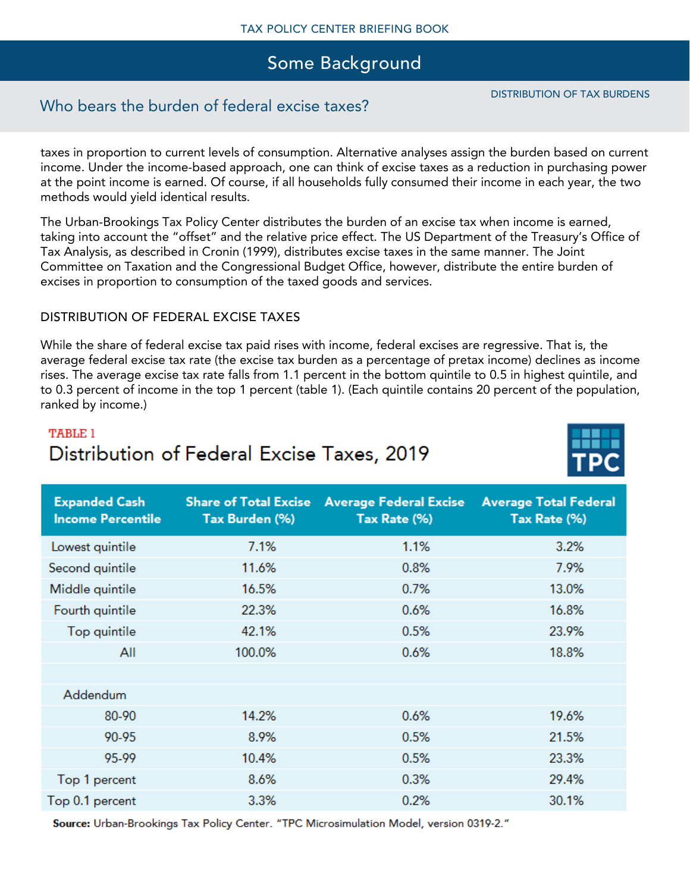taxes in proportion to current levels of consumption. Alternative analyses assign the burden based on current income. Under the income-based approach, one can think of excise taxes as a reduction in purchasing power at the point income is earned. Of course, if all households fully consumed their income in each year, the two methods would yield identical results.

The Urban-Brookings Tax Policy Center distributes the burden of an excise tax when income is earned, taking into account the "offset" and the relative price effect. The US Department of the Treasury's Office of Tax Analysis, as described in Cronin (1999), distributes excise taxes in the same manner. The Joint Committee on Taxation and the Congressional Budget Office, however, distribute the entire burden of excises in proportion to consumption of the taxed goods and services.

## DISTRIBUTION OF FEDERAL EXCISE TAXES

While the share of federal excise tax paid rises with income, federal excises are regressive. That is, the average federal excise tax rate (the excise tax burden as a percentage of pretax income) declines as income rises. The average excise tax rate falls from 1.1 percent in the bottom quintile to 0.5 in highest quintile, and to 0.3 percent of income in the top 1 percent (table 1). (Each quintile contains 20 percent of the population, ranked by income.)

TABLE 1

### Distribution of Federal Excise Taxes, 2019

| Expanded Cash Income Percentile | Share of Total Excise Tax Burden (%) | Average Federal Excise Tax Rate (%) | Average Total Federal Tax Rate (%) |
|---|---|---|---|
| Lowest quintile | 7.1% | 1.1% | 3.2% |
| Second quintile | 11.6% | 0.8% | 7.9% |
| Middle quintile | 16.5% | 0.7% | 13.0% |
| Fourth quintile | 22.3% | 0.6% | 16.8% |
| Top quintile | 42.1% | 0.5% | 23.9% |
| All | 100.0% | 0.6% | 18.8% |
| | | | |
| Addendum | | | |
| 80-90 | 14.2% | 0.6% | 19.6% |
| 90-95 | 8.9% | 0.5% | 21.5% |
| 95-99 | 10.4% | 0.5% | 23.3% |
| Top 1 percent | 8.6% | 0.3% | 29.4% |
| Top 0.1 percent | 3.3% | 0.2% | 30.1% |

**Source:** Urban-Brookings Tax Policy Center. "TPC Microsimulation Model, version 0319-2."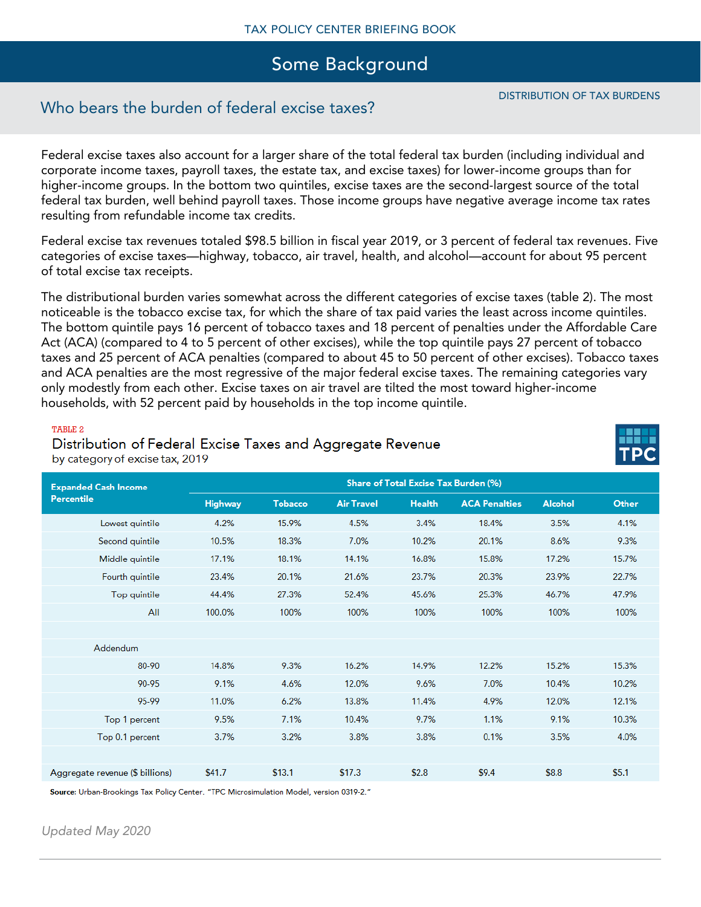## Who bears the burden of federal excise taxes?

DISTRIBUTION OF TAX BURDENS

Federal excise taxes also account for a larger share of the total federal tax burden (including individual and corporate income taxes, payroll taxes, the estate tax, and excise taxes) for lower-income groups than for higher-income groups. In the bottom two quintiles, excise taxes are the second-largest source of the total federal tax burden, well behind payroll taxes. Those income groups have negative average income tax rates resulting from refundable income tax credits.

Federal excise tax revenues totaled $98.5 billion in fiscal year 2019, or 3 percent of federal tax revenues. Five categories of excise taxes—highway, tobacco, air travel, health, and alcohol—account for about 95 percent of total excise tax receipts.

The distributional burden varies somewhat across the different categories of excise taxes (table 2). The most noticeable is the tobacco excise tax, for which the share of tax paid varies the least across income quintiles. The bottom quintile pays 16 percent of tobacco taxes and 18 percent of penalties under the Affordable Care Act (ACA) (compared to 4 to 5 percent of other excises), while the top quintile pays 27 percent of tobacco taxes and 25 percent of ACA penalties (compared to about 45 to 50 percent of other excises). Tobacco taxes and ACA penalties are the most regressive of the major federal excise taxes. The remaining categories vary only modestly from each other. Excise taxes on air travel are tilted the most toward higher-income households, with 52 percent paid by households in the top income quintile.

TABLE 2

**Distribution of Federal Excise Taxes and Aggregate Revenue**
by category of excise tax, 2019

| Expanded Cash Income Percentile | Share of Total Excise Tax Burden (%) | | | | | | |
|---|---|---|---|---|---|---|---|
| | Highway | Tobacco | Air Travel | Health | ACA Penalties | Alcohol | Other |
| Lowest quintile | 4.2% | 15.9% | 4.5% | 3.4% | 18.4% | 3.5% | 4.1% |
| Second quintile | 10.5% | 18.3% | 7.0% | 10.2% | 20.1% | 8.6% | 9.3% |
| Middle quintile | 17.1% | 18.1% | 14.1% | 16.8% | 15.8% | 17.2% | 15.7% |
| Fourth quintile | 23.4% | 20.1% | 21.6% | 23.7% | 20.3% | 23.9% | 22.7% |
| Top quintile | 44.4% | 27.3% | 52.4% | 45.6% | 25.3% | 46.7% | 47.9% |
| All | 100.0% | 100% | 100% | 100% | 100% | 100% | 100% |
| | | | | | | | |
| Addendum | | | | | | | |
| 80-90 | 14.8% | 9.3% | 16.2% | 14.9% | 12.2% | 15.2% | 15.3% |
| 90-95 | 9.1% | 4.6% | 12.0% | 9.6% | 7.0% | 10.4% | 10.2% |
| 95-99 | 11.0% | 6.2% | 13.8% | 11.4% | 4.9% | 12.0% | 12.1% |
| Top 1 percent | 9.5% | 7.1% | 10.4% | 9.7% | 1.1% | 9.1% | 10.3% |
| Top 0.1 percent | 3.7% | 3.2% | 3.8% | 3.8% | 0.1% | 3.5% | 4.0% |
| | | | | | | | |
| Aggregate revenue ($ billions) | $41.7 | $13.1 | $17.3 | $2.8 | $9.4 | $8.8 | $5.1 |

**Source:** Urban-Brookings Tax Policy Center. "TPC Microsimulation Model, version 0319-2."

*Updated May 2020*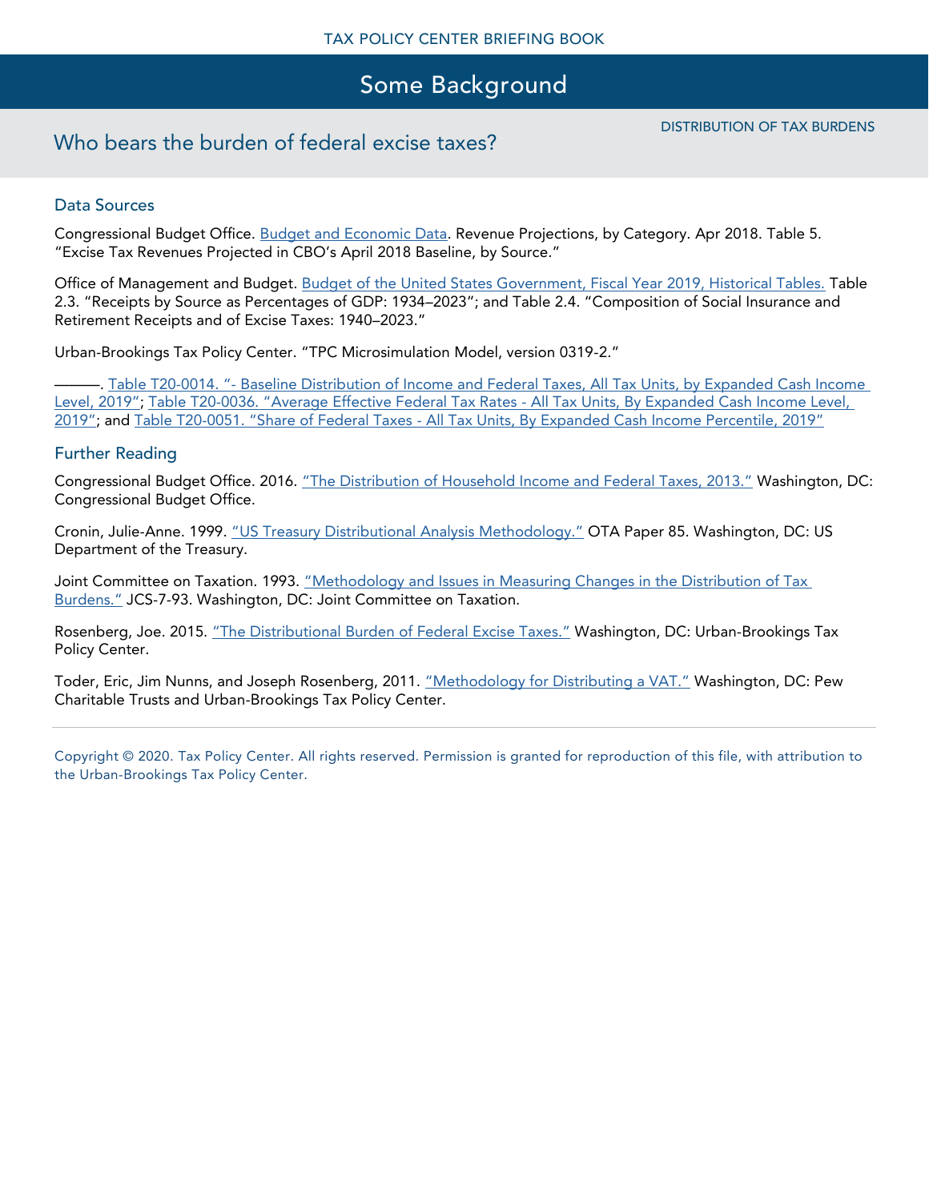# Some Background

## Who bears the burden of federal excise taxes?

DISTRIBUTION OF TAX BURDENS

### Data Sources

Congressional Budget Office. Budget and Economic Data. Revenue Projections, by Category. Apr 2018. Table 5. "Excise Tax Revenues Projected in CBO's April 2018 Baseline, by Source."

Office of Management and Budget. Budget of the United States Government, Fiscal Year 2019, Historical Tables. Table 2.3. "Receipts by Source as Percentages of GDP: 1934–2023"; and Table 2.4. "Composition of Social Insurance and Retirement Receipts and of Excise Taxes: 1940–2023."

Urban-Brookings Tax Policy Center. "TPC Microsimulation Model, version 0319-2."

———. Table T20-0014. "- Baseline Distribution of Income and Federal Taxes, All Tax Units, by Expanded Cash Income Level, 2019"; Table T20-0036. "Average Effective Federal Tax Rates - All Tax Units, By Expanded Cash Income Level, 2019"; and Table T20-0051. "Share of Federal Taxes - All Tax Units, By Expanded Cash Income Percentile, 2019"

### Further Reading

Congressional Budget Office. 2016. "The Distribution of Household Income and Federal Taxes, 2013." Washington, DC: Congressional Budget Office.

Cronin, Julie-Anne. 1999. "US Treasury Distributional Analysis Methodology." OTA Paper 85. Washington, DC: US Department of the Treasury.

Joint Committee on Taxation. 1993. "Methodology and Issues in Measuring Changes in the Distribution of Tax Burdens." JCS-7-93. Washington, DC: Joint Committee on Taxation.

Rosenberg, Joe. 2015. "The Distributional Burden of Federal Excise Taxes." Washington, DC: Urban-Brookings Tax Policy Center.

Toder, Eric, Jim Nunns, and Joseph Rosenberg, 2011. "Methodology for Distributing a VAT." Washington, DC: Pew Charitable Trusts and Urban-Brookings Tax Policy Center.

Copyright © 2020. Tax Policy Center. All rights reserved. Permission is granted for reproduction of this file, with attribution to the Urban-Brookings Tax Policy Center.